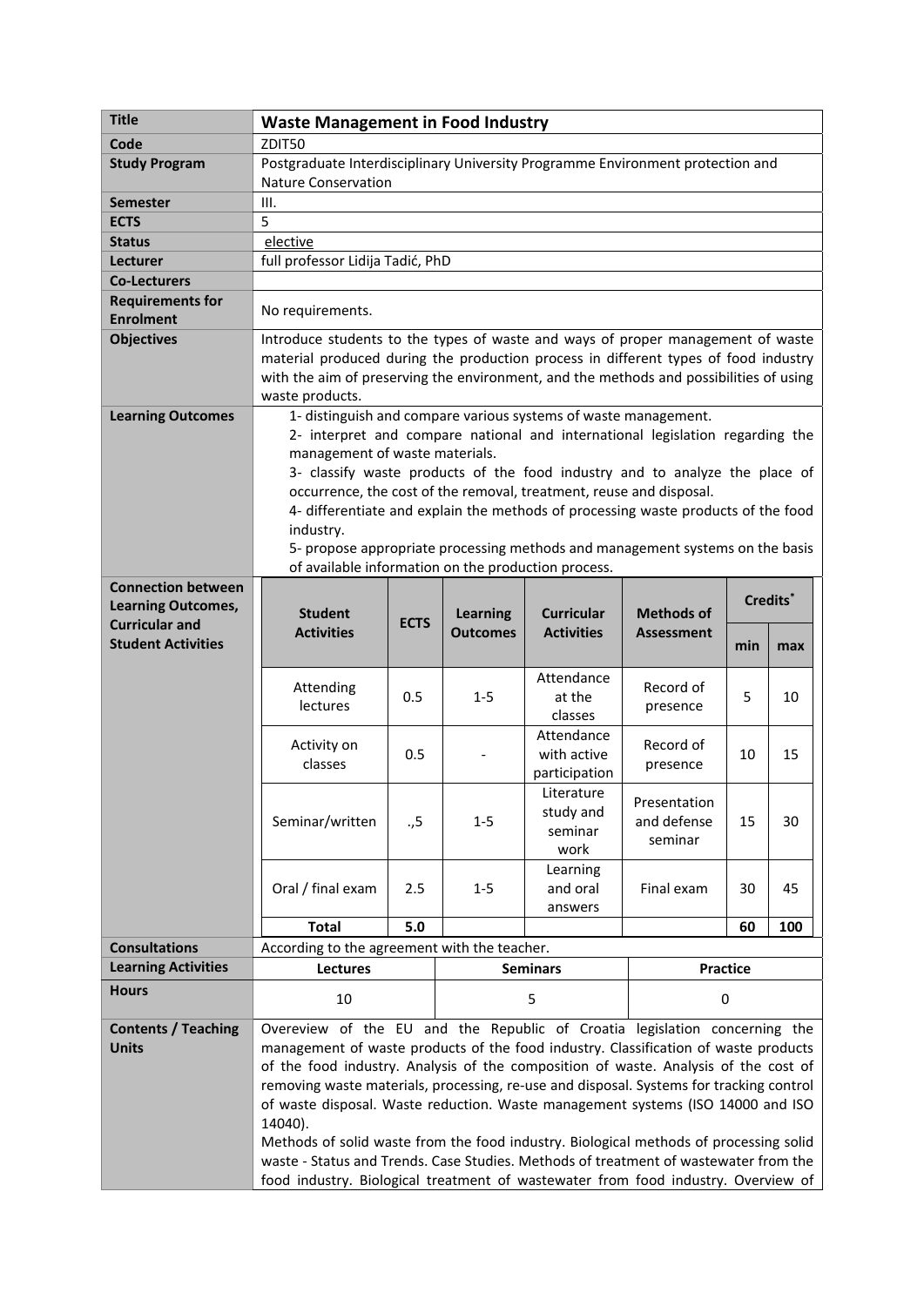| Title | **Waste Management in Food Industry** | | | | | | | |
|---|---|---|---|---|---|---|---|---|
| **Code** | ZDIT50 | | | | | | | |
| **Study Program** | Postgraduate Interdisciplinary University Programme Environment protection and Nature Conservation | | | | | | | |
| **Semester** | III. | | | | | | | |
| **ECTS** | 5 | | | | | | | |
| **Status** | elective | | | | | | | |
| **Lecturer** | full professor Lidija Tadić, PhD | | | | | | | |
| **Co-Lecturers** | | | | | | | | |
| **Requirements for Enrolment** | No requirements. | | | | | | | |
| **Objectives** | Introduce students to the types of waste and ways of proper management of waste material produced during the production process in different types of food industry with the aim of preserving the environment, and the methods and possibilities of using waste products. | | | | | | | |
| **Learning Outcomes** | 1- distinguish and compare various systems of waste management.<br>2- interpret and compare national and international legislation regarding the management of waste materials.<br>3- classify waste products of the food industry and to analyze the place of occurrence, the cost of the removal, treatment, reuse and disposal.<br>4- differentiate and explain the methods of processing waste products of the food industry.<br>5- propose appropriate processing methods and management systems on the basis of available information on the production process. | | | | | | | |
| **Connection between Learning Outcomes, Curricular and Student Activities** | **Student Activities** | **ECTS** | **Learning Outcomes** | **Curricular Activities** | **Methods of Assessment** | **Credits*** | | |
| | | | | | | **min** | **max** | |
| | Attending lectures | 0.5 | 1-5 | Attendance at the classes | Record of presence | 5 | 10 | |
| | Activity on classes | 0.5 | - | Attendance with active participation | Record of presence | 10 | 15 | |
| | Seminar/written | .,5 | 1-5 | Literature study and seminar work | Presentation and defense seminar | 15 | 30 | |
| | Oral / final exam | 2.5 | 1-5 | Learning and oral answers | Final exam | 30 | 45 | |
| | **Total** | **5.0** | | | | **60** | **100** | |
| **Consultations** | According to the agreement with the teacher. | | | | | | | |
| **Learning Activities** | **Lectures** | | **Seminars** | | **Practice** | | | |
| **Hours** | 10 | | 5 | | 0 | | | |
| **Contents / Teaching Units** | Overeview of the EU and the Republic of Croatia legislation concerning the management of waste products of the food industry. Classification of waste products of the food industry. Analysis of the composition of waste. Analysis of the cost of removing waste materials, processing, re-use and disposal. Systems for tracking control of waste disposal. Waste reduction. Waste management systems (ISO 14000 and ISO 14040).<br>Methods of solid waste from the food industry. Biological methods of processing solid waste - Status and Trends. Case Studies. Methods of treatment of wastewater from the food industry. Biological treatment of wastewater from food industry. Overview of | | | | | | | |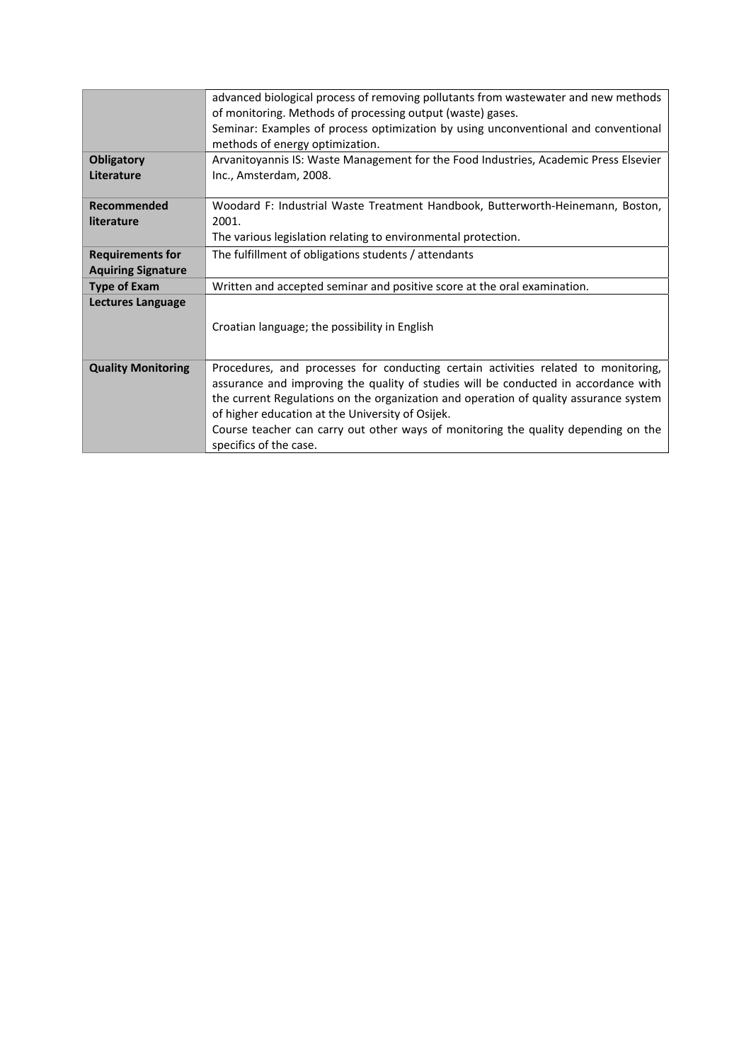| | |
|---|---|
| | advanced biological process of removing pollutants from wastewater and new methods of monitoring. Methods of processing output (waste) gases.<br>Seminar: Examples of process optimization by using unconventional and conventional methods of energy optimization. |
| **Obligatory Literature** | Arvanitoyannis IS: Waste Management for the Food Industries, Academic Press Elsevier Inc., Amsterdam, 2008. |
| **Recommended literature** | Woodard F: Industrial Waste Treatment Handbook, Butterworth-Heinemann, Boston, 2001.<br>The various legislation relating to environmental protection. |
| **Requirements for Aquiring Signature** | The fulfillment of obligations students / attendants |
| **Type of Exam** | Written and accepted seminar and positive score at the oral examination. |
| **Lectures Language** | Croatian language; the possibility in English |
| **Quality Monitoring** | Procedures, and processes for conducting certain activities related to monitoring, assurance and improving the quality of studies will be conducted in accordance with the current Regulations on the organization and operation of quality assurance system of higher education at the University of Osijek.<br>Course teacher can carry out other ways of monitoring the quality depending on the specifics of the case. |